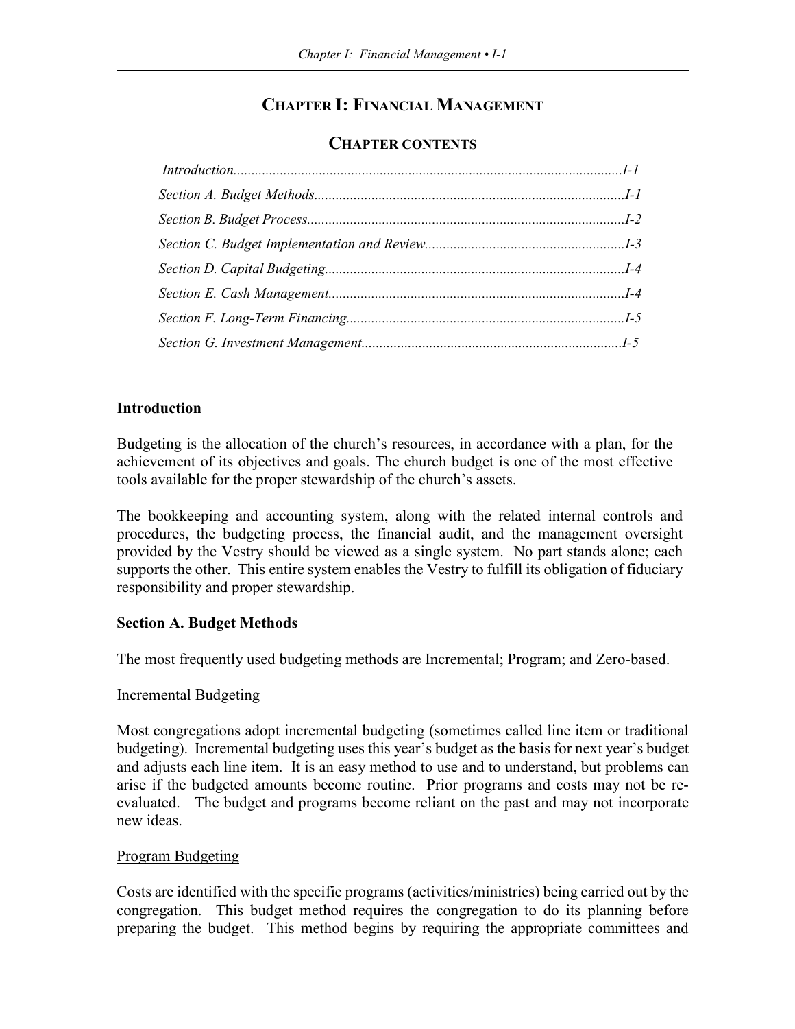# CHAPTER I: FINANCIAL MANAGEMENT

## CHAPTER CONTENTS

*Introduction......................................................................................................I-1*

*Section A. Budget Methods...............................................................................I-1*

*Section B. Budget Process.................................................................................I-2*

*Section C. Budget Implementation and Review................................................I-3*

*Section D. Capital Budgeting............................................................................I-4*

*Section E. Cash Management............................................................................I-4*

*Section F. Long-Term Financing.......................................................................I-5*

*Section G. Investment Management..................................................................I-5*

### Introduction

Budgeting is the allocation of the church's resources, in accordance with a plan, for the achievement of its objectives and goals. The church budget is one of the most effective tools available for the proper stewardship of the church's assets.

The bookkeeping and accounting system, along with the related internal controls and procedures, the budgeting process, the financial audit, and the management oversight provided by the Vestry should be viewed as a single system. No part stands alone; each supports the other. This entire system enables the Vestry to fulfill its obligation of fiduciary responsibility and proper stewardship.

### Section A. Budget Methods

The most frequently used budgeting methods are Incremental; Program; and Zero-based.

<u>Incremental Budgeting</u>

Most congregations adopt incremental budgeting (sometimes called line item or traditional budgeting). Incremental budgeting uses this year's budget as the basis for next year's budget and adjusts each line item. It is an easy method to use and to understand, but problems can arise if the budgeted amounts become routine. Prior programs and costs may not be re-evaluated. The budget and programs become reliant on the past and may not incorporate new ideas.

<u>Program Budgeting</u>

Costs are identified with the specific programs (activities/ministries) being carried out by the congregation. This budget method requires the congregation to do its planning before preparing the budget. This method begins by requiring the appropriate committees and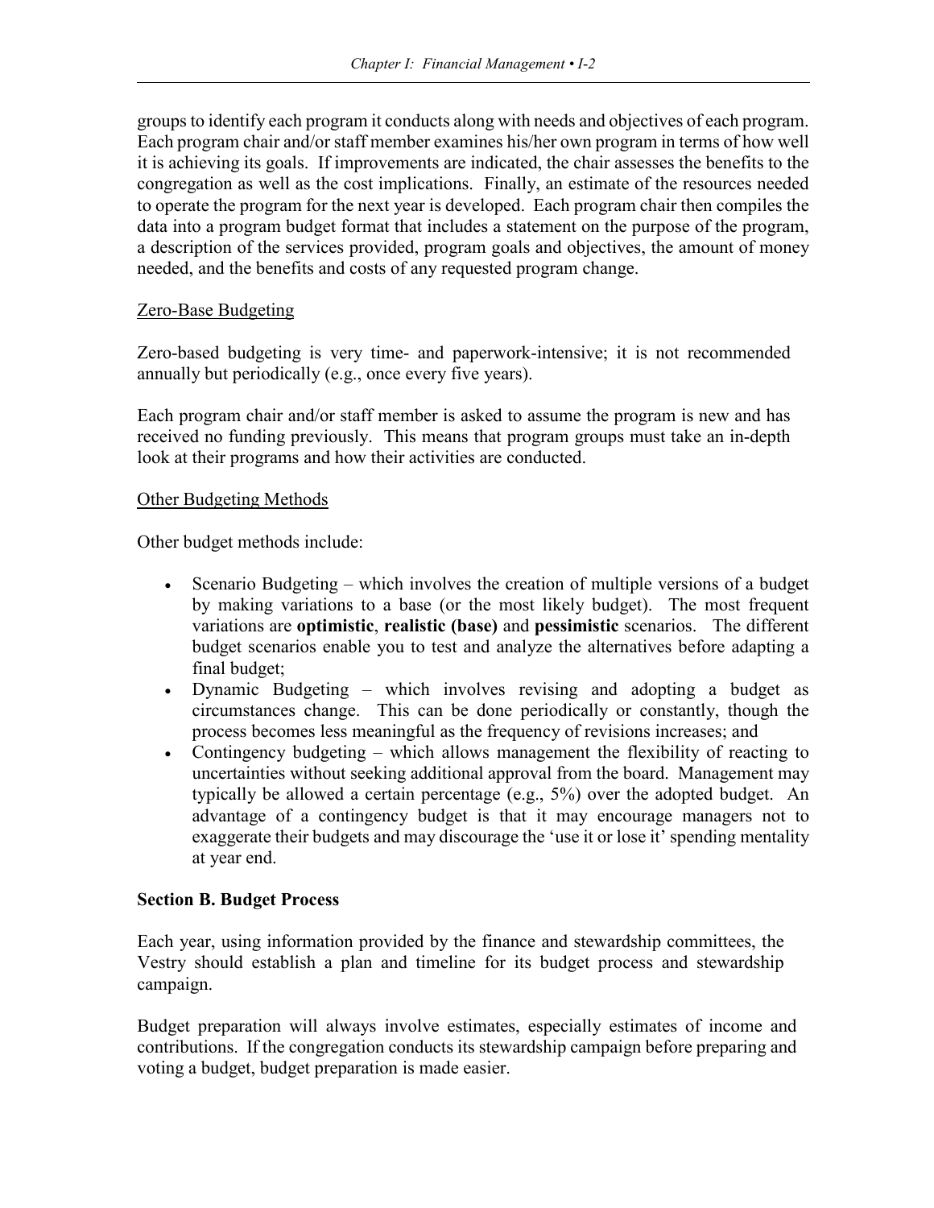groups to identify each program it conducts along with needs and objectives of each program. Each program chair and/or staff member examines his/her own program in terms of how well it is achieving its goals. If improvements are indicated, the chair assesses the benefits to the congregation as well as the cost implications. Finally, an estimate of the resources needed to operate the program for the next year is developed. Each program chair then compiles the data into a program budget format that includes a statement on the purpose of the program, a description of the services provided, program goals and objectives, the amount of money needed, and the benefits and costs of any requested program change.

<u>Zero-Base Budgeting</u>

Zero-based budgeting is very time- and paperwork-intensive; it is not recommended annually but periodically (e.g., once every five years).

Each program chair and/or staff member is asked to assume the program is new and has received no funding previously. This means that program groups must take an in-depth look at their programs and how their activities are conducted.

<u>Other Budgeting Methods</u>

Other budget methods include:

- Scenario Budgeting – which involves the creation of multiple versions of a budget by making variations to a base (or the most likely budget). The most frequent variations are **optimistic**, **realistic (base)** and **pessimistic** scenarios. The different budget scenarios enable you to test and analyze the alternatives before adapting a final budget;
- Dynamic Budgeting – which involves revising and adopting a budget as circumstances change. This can be done periodically or constantly, though the process becomes less meaningful as the frequency of revisions increases; and
- Contingency budgeting – which allows management the flexibility of reacting to uncertainties without seeking additional approval from the board. Management may typically be allowed a certain percentage (e.g., 5%) over the adopted budget. An advantage of a contingency budget is that it may encourage managers not to exaggerate their budgets and may discourage the 'use it or lose it' spending mentality at year end.

## Section B. Budget Process

Each year, using information provided by the finance and stewardship committees, the Vestry should establish a plan and timeline for its budget process and stewardship campaign.

Budget preparation will always involve estimates, especially estimates of income and contributions. If the congregation conducts its stewardship campaign before preparing and voting a budget, budget preparation is made easier.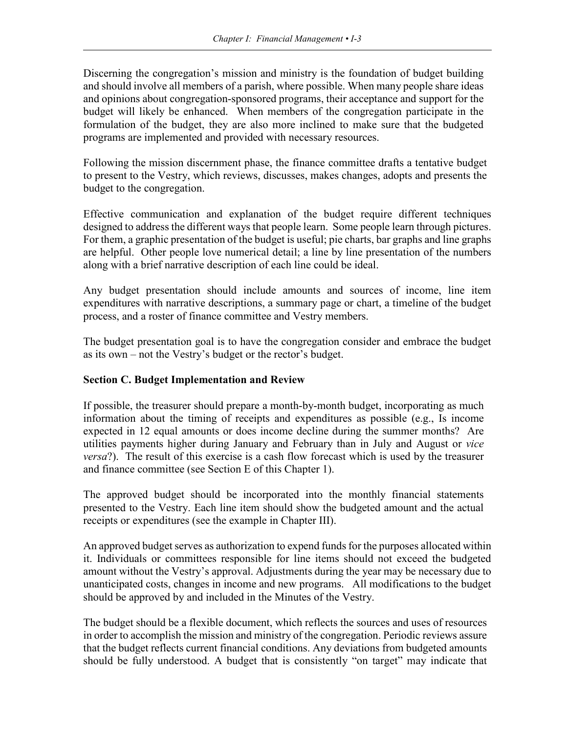Discerning the congregation's mission and ministry is the foundation of budget building and should involve all members of a parish, where possible. When many people share ideas and opinions about congregation-sponsored programs, their acceptance and support for the budget will likely be enhanced. When members of the congregation participate in the formulation of the budget, they are also more inclined to make sure that the budgeted programs are implemented and provided with necessary resources.

Following the mission discernment phase, the finance committee drafts a tentative budget to present to the Vestry, which reviews, discusses, makes changes, adopts and presents the budget to the congregation.

Effective communication and explanation of the budget require different techniques designed to address the different ways that people learn. Some people learn through pictures. For them, a graphic presentation of the budget is useful; pie charts, bar graphs and line graphs are helpful. Other people love numerical detail; a line by line presentation of the numbers along with a brief narrative description of each line could be ideal.

Any budget presentation should include amounts and sources of income, line item expenditures with narrative descriptions, a summary page or chart, a timeline of the budget process, and a roster of finance committee and Vestry members.

The budget presentation goal is to have the congregation consider and embrace the budget as its own – not the Vestry's budget or the rector's budget.

**Section C. Budget Implementation and Review**

If possible, the treasurer should prepare a month-by-month budget, incorporating as much information about the timing of receipts and expenditures as possible (e.g., Is income expected in 12 equal amounts or does income decline during the summer months? Are utilities payments higher during January and February than in July and August or *vice versa*?). The result of this exercise is a cash flow forecast which is used by the treasurer and finance committee (see Section E of this Chapter 1).

The approved budget should be incorporated into the monthly financial statements presented to the Vestry. Each line item should show the budgeted amount and the actual receipts or expenditures (see the example in Chapter III).

An approved budget serves as authorization to expend funds for the purposes allocated within it. Individuals or committees responsible for line items should not exceed the budgeted amount without the Vestry's approval. Adjustments during the year may be necessary due to unanticipated costs, changes in income and new programs. All modifications to the budget should be approved by and included in the Minutes of the Vestry.

The budget should be a flexible document, which reflects the sources and uses of resources in order to accomplish the mission and ministry of the congregation. Periodic reviews assure that the budget reflects current financial conditions. Any deviations from budgeted amounts should be fully understood. A budget that is consistently "on target" may indicate that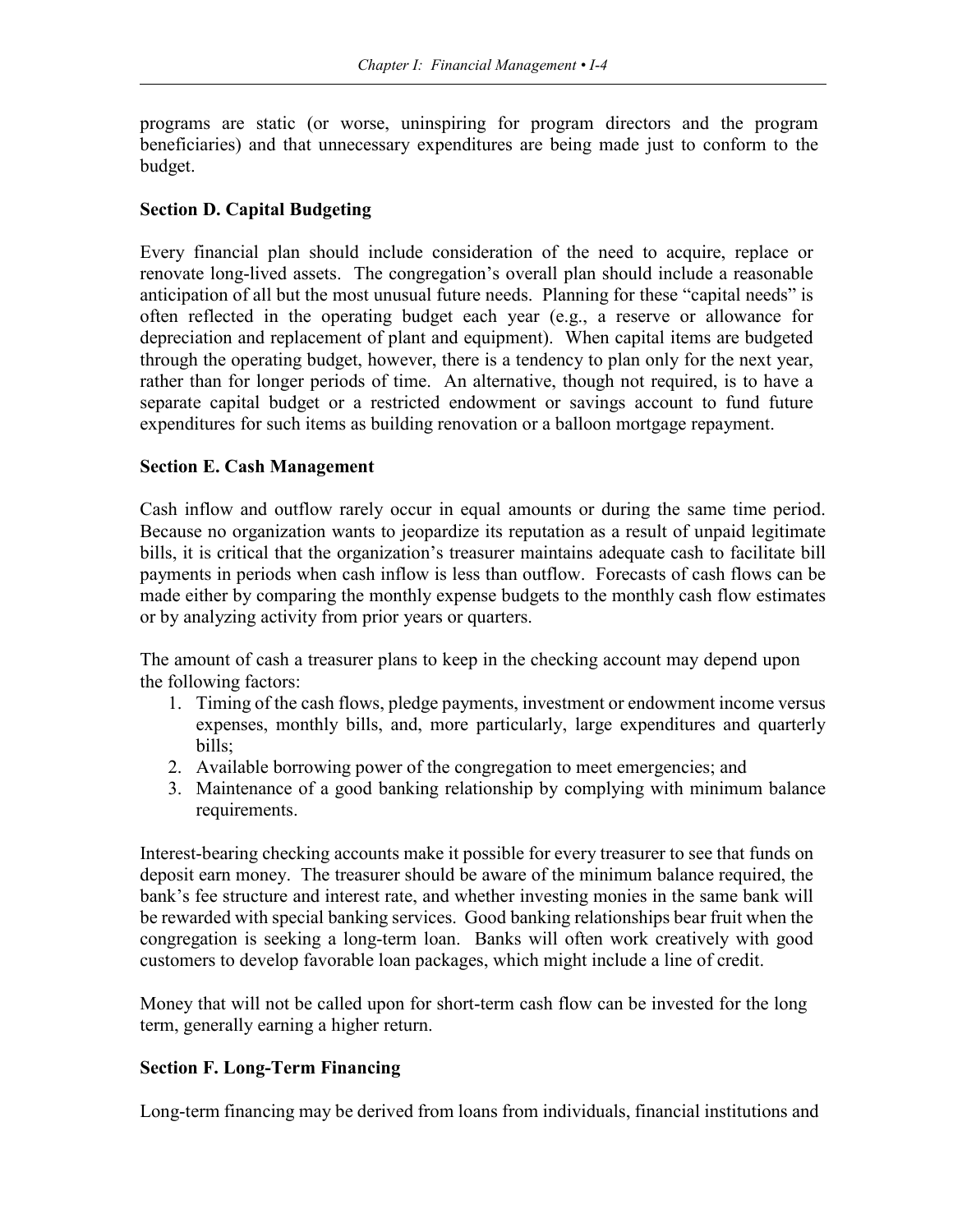programs are static (or worse, uninspiring for program directors and the program beneficiaries) and that unnecessary expenditures are being made just to conform to the budget.

### Section D. Capital Budgeting

Every financial plan should include consideration of the need to acquire, replace or renovate long-lived assets. The congregation's overall plan should include a reasonable anticipation of all but the most unusual future needs. Planning for these "capital needs" is often reflected in the operating budget each year (e.g., a reserve or allowance for depreciation and replacement of plant and equipment). When capital items are budgeted through the operating budget, however, there is a tendency to plan only for the next year, rather than for longer periods of time. An alternative, though not required, is to have a separate capital budget or a restricted endowment or savings account to fund future expenditures for such items as building renovation or a balloon mortgage repayment.

### Section E. Cash Management

Cash inflow and outflow rarely occur in equal amounts or during the same time period. Because no organization wants to jeopardize its reputation as a result of unpaid legitimate bills, it is critical that the organization's treasurer maintains adequate cash to facilitate bill payments in periods when cash inflow is less than outflow. Forecasts of cash flows can be made either by comparing the monthly expense budgets to the monthly cash flow estimates or by analyzing activity from prior years or quarters.

The amount of cash a treasurer plans to keep in the checking account may depend upon the following factors:

1. Timing of the cash flows, pledge payments, investment or endowment income versus expenses, monthly bills, and, more particularly, large expenditures and quarterly bills;
2. Available borrowing power of the congregation to meet emergencies; and
3. Maintenance of a good banking relationship by complying with minimum balance requirements.

Interest-bearing checking accounts make it possible for every treasurer to see that funds on deposit earn money. The treasurer should be aware of the minimum balance required, the bank's fee structure and interest rate, and whether investing monies in the same bank will be rewarded with special banking services. Good banking relationships bear fruit when the congregation is seeking a long-term loan. Banks will often work creatively with good customers to develop favorable loan packages, which might include a line of credit.

Money that will not be called upon for short-term cash flow can be invested for the long term, generally earning a higher return.

### Section F. Long-Term Financing

Long-term financing may be derived from loans from individuals, financial institutions and